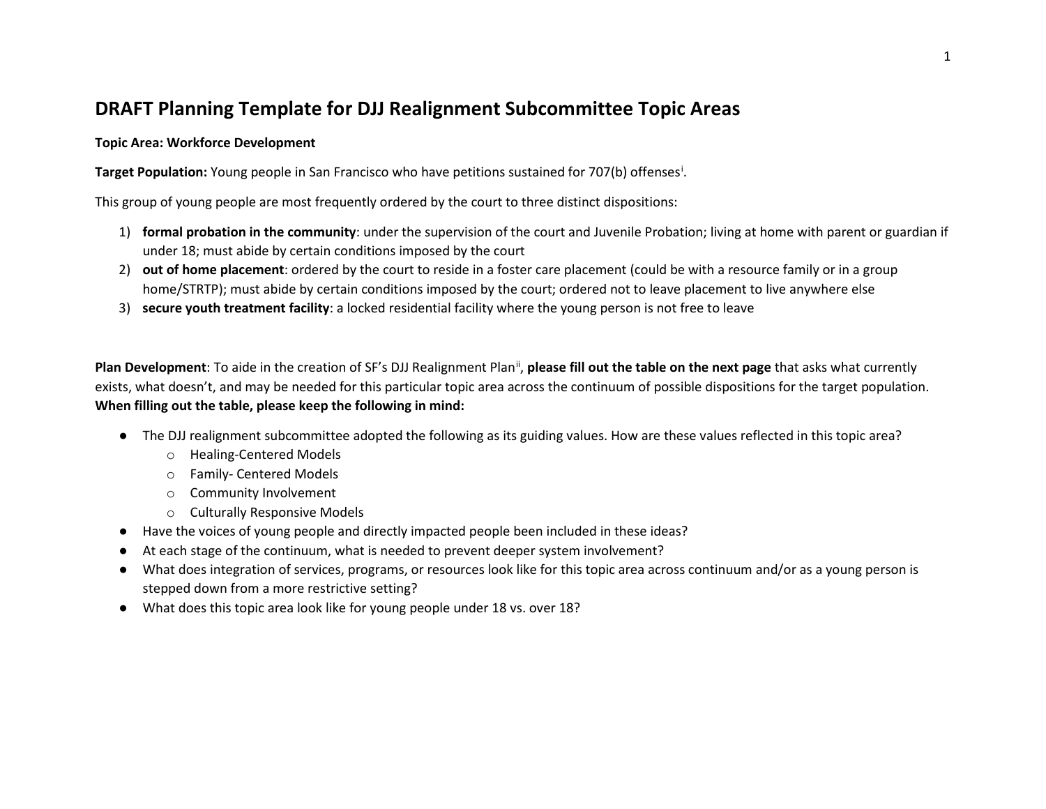# DRAFT Planning Template for DJJ Realignment Subcommittee Topic Areas

**Topic Area: Workforce Development**

**Target Population:** Young people in San Francisco who have petitions sustained for 707(b) offenses[i].

This group of young people are most frequently ordered by the court to three distinct dispositions:

1) **formal probation in the community**: under the supervision of the court and Juvenile Probation; living at home with parent or guardian if under 18; must abide by certain conditions imposed by the court
2) **out of home placement**: ordered by the court to reside in a foster care placement (could be with a resource family or in a group home/STRTP); must abide by certain conditions imposed by the court; ordered not to leave placement to live anywhere else
3) **secure youth treatment facility**: a locked residential facility where the young person is not free to leave

**Plan Development**: To aide in the creation of SF's DJJ Realignment Plan[ii], **please fill out the table on the next page** that asks what currently exists, what doesn't, and may be needed for this particular topic area across the continuum of possible dispositions for the target population. **When filling out the table, please keep the following in mind:**

- The DJJ realignment subcommittee adopted the following as its guiding values. How are these values reflected in this topic area?
  - Healing-Centered Models
  - Family- Centered Models
  - Community Involvement
  - Culturally Responsive Models
- Have the voices of young people and directly impacted people been included in these ideas?
- At each stage of the continuum, what is needed to prevent deeper system involvement?
- What does integration of services, programs, or resources look like for this topic area across continuum and/or as a young person is stepped down from a more restrictive setting?
- What does this topic area look like for young people under 18 vs. over 18?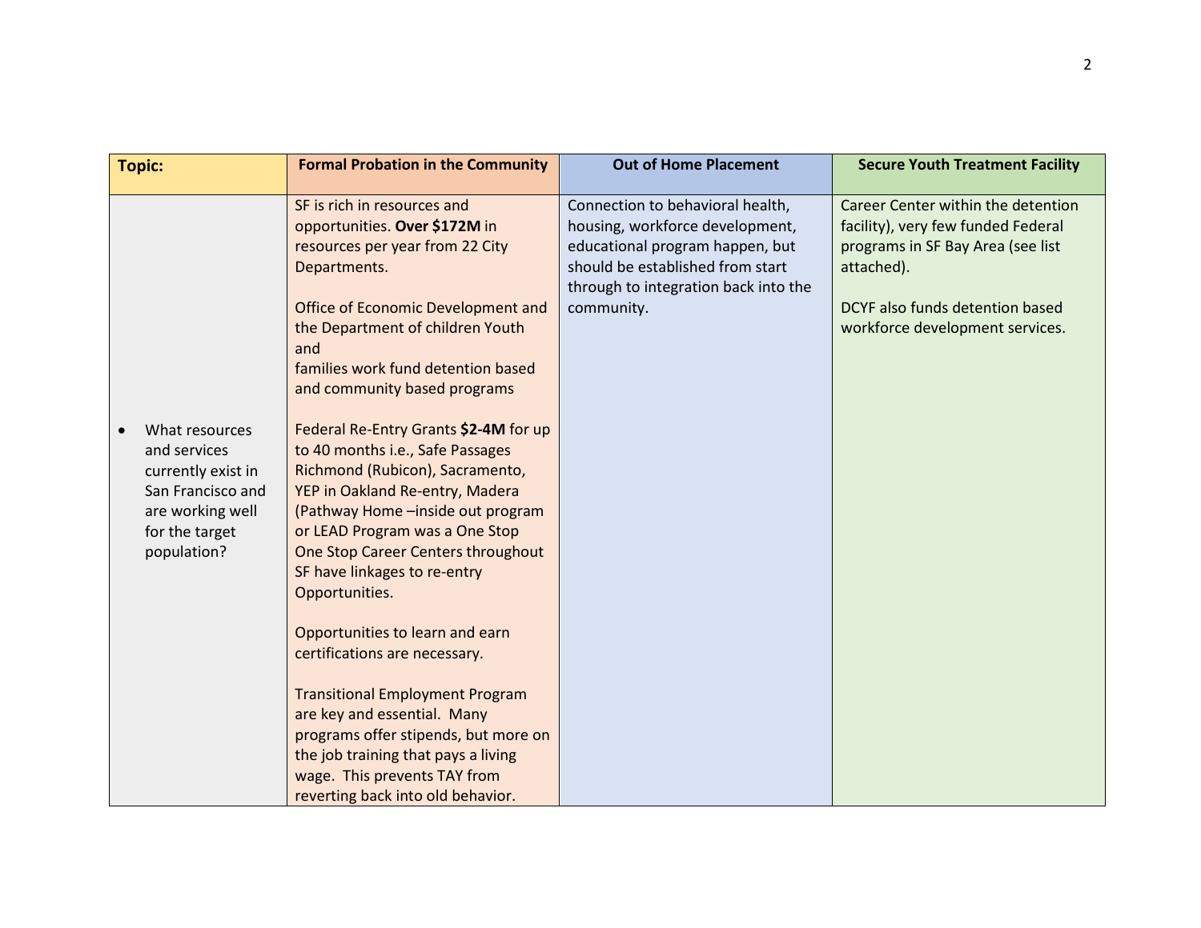| Topic: | Formal Probation in the Community | Out of Home Placement | Secure Youth Treatment Facility |
|---|---|---|---|
| • What resources and services currently exist in San Francisco and are working well for the target population? | SF is rich in resources and opportunities. **Over $172M** in resources per year from 22 City Departments.<br><br>Office of Economic Development and the Department of children Youth and<br>families work fund detention based and community based programs<br><br>Federal Re-Entry Grants **$2-4M** for up to 40 months i.e., Safe Passages Richmond (Rubicon), Sacramento, YEP in Oakland Re-entry, Madera (Pathway Home –inside out program or LEAD Program was a One Stop One Stop Career Centers throughout SF have linkages to re-entry Opportunities.<br><br>Opportunities to learn and earn certifications are necessary.<br><br>Transitional Employment Program are key and essential. Many programs offer stipends, but more on the job training that pays a living wage. This prevents TAY from reverting back into old behavior. | Connection to behavioral health, housing, workforce development, educational program happen, but should be established from start through to integration back into the community. | Career Center within the detention facility), very few funded Federal programs in SF Bay Area (see list attached).<br><br>DCYF also funds detention based workforce development services. |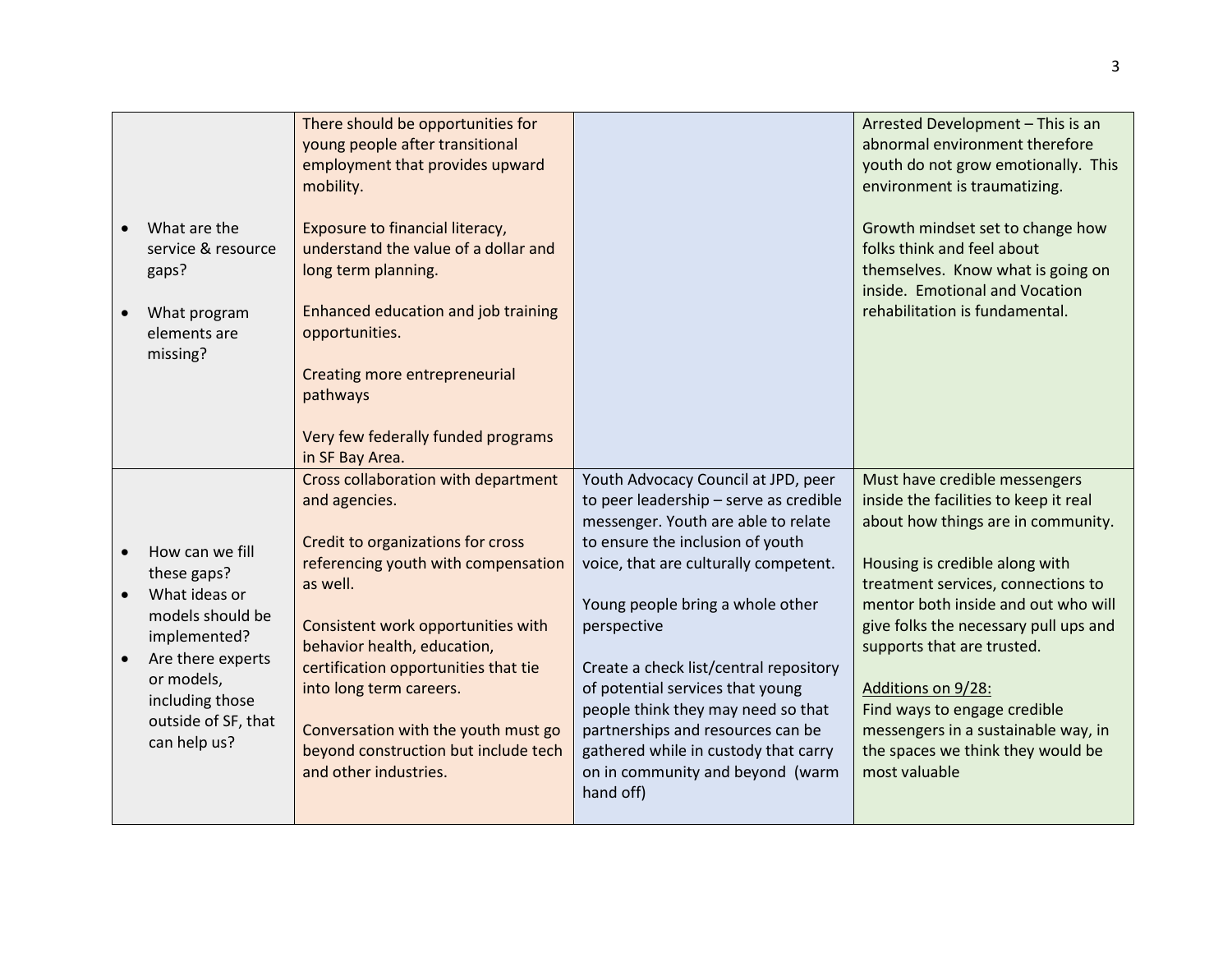| | | | |
|---|---|---|---|
| • What are the service & resource gaps?<br><br>• What program elements are missing? | There should be opportunities for young people after transitional employment that provides upward mobility.<br><br>Exposure to financial literacy, understand the value of a dollar and long term planning.<br><br>Enhanced education and job training opportunities.<br><br>Creating more entrepreneurial pathways<br><br>Very few federally funded programs in SF Bay Area. | | Arrested Development – This is an abnormal environment therefore youth do not grow emotionally. This environment is traumatizing.<br><br>Growth mindset set to change how folks think and feel about themselves. Know what is going on inside. Emotional and Vocation rehabilitation is fundamental. |
| • How can we fill these gaps?<br>• What ideas or models should be implemented?<br>• Are there experts or models, including those outside of SF, that can help us? | Cross collaboration with department and agencies.<br><br>Credit to organizations for cross referencing youth with compensation as well.<br><br>Consistent work opportunities with behavior health, education, certification opportunities that tie into long term careers.<br><br>Conversation with the youth must go beyond construction but include tech and other industries. | Youth Advocacy Council at JPD, peer to peer leadership – serve as credible messenger. Youth are able to relate to ensure the inclusion of youth voice, that are culturally competent.<br><br>Young people bring a whole other perspective<br><br>Create a check list/central repository of potential services that young people think they may need so that partnerships and resources can be gathered while in custody that carry on in community and beyond (warm hand off) | Must have credible messengers inside the facilities to keep it real about how things are in community.<br><br>Housing is credible along with treatment services, connections to mentor both inside and out who will give folks the necessary pull ups and supports that are trusted.<br><br><u>Additions on 9/28:</u><br>Find ways to engage credible messengers in a sustainable way, in the spaces we think they would be most valuable |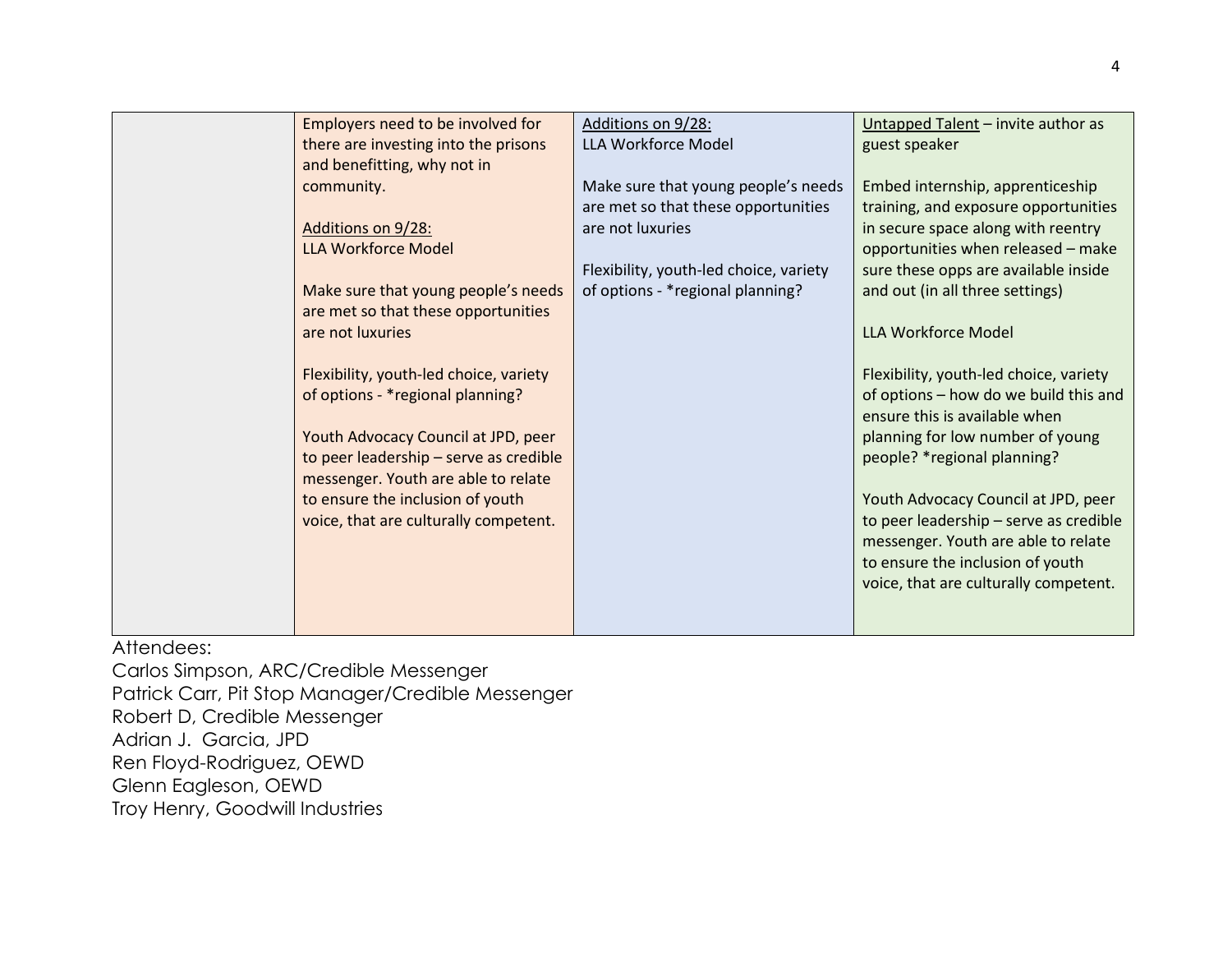| | | | |
|---|---|---|---|
| | Employers need to be involved for there are investing into the prisons and benefitting, why not in community.<br><br><u>Additions on 9/28:</u><br>LLA Workforce Model<br><br>Make sure that young people's needs are met so that these opportunities are not luxuries<br><br>Flexibility, youth-led choice, variety of options - *regional planning?<br><br>Youth Advocacy Council at JPD, peer to peer leadership – serve as credible messenger. Youth are able to relate to ensure the inclusion of youth voice, that are culturally competent. | <u>Additions on 9/28:</u><br>LLA Workforce Model<br><br>Make sure that young people's needs are met so that these opportunities are not luxuries<br><br>Flexibility, youth-led choice, variety of options - *regional planning? | <u>Untapped Talent</u> – invite author as guest speaker<br><br>Embed internship, apprenticeship training, and exposure opportunities in secure space along with reentry opportunities when released – make sure these opps are available inside and out (in all three settings)<br><br>LLA Workforce Model<br><br>Flexibility, youth-led choice, variety of options – how do we build this and ensure this is available when planning for low number of young people? *regional planning?<br><br>Youth Advocacy Council at JPD, peer to peer leadership – serve as credible messenger. Youth are able to relate to ensure the inclusion of youth voice, that are culturally competent. |

Attendees:
Carlos Simpson, ARC/Credible Messenger
Patrick Carr, Pit Stop Manager/Credible Messenger
Robert D, Credible Messenger
Adrian J. Garcia, JPD
Ren Floyd-Rodriguez, OEWD
Glenn Eagleson, OEWD
Troy Henry, Goodwill Industries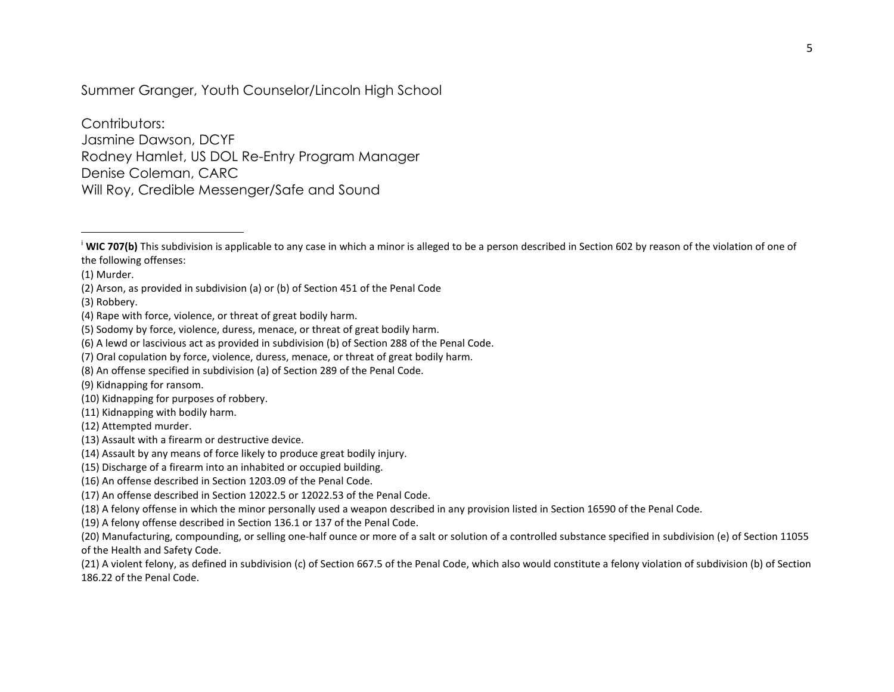Summer Granger, Youth Counselor/Lincoln High School

Contributors:
Jasmine Dawson, DCYF
Rodney Hamlet, US DOL Re-Entry Program Manager
Denise Coleman, CARC
Will Roy, Credible Messenger/Safe and Sound

---

[i] **WIC 707(b)** This subdivision is applicable to any case in which a minor is alleged to be a person described in Section 602 by reason of the violation of one of the following offenses:

(1) Murder.
(2) Arson, as provided in subdivision (a) or (b) of Section 451 of the Penal Code
(3) Robbery.
(4) Rape with force, violence, or threat of great bodily harm.
(5) Sodomy by force, violence, duress, menace, or threat of great bodily harm.
(6) A lewd or lascivious act as provided in subdivision (b) of Section 288 of the Penal Code.
(7) Oral copulation by force, violence, duress, menace, or threat of great bodily harm.
(8) An offense specified in subdivision (a) of Section 289 of the Penal Code.
(9) Kidnapping for ransom.
(10) Kidnapping for purposes of robbery.
(11) Kidnapping with bodily harm.
(12) Attempted murder.
(13) Assault with a firearm or destructive device.
(14) Assault by any means of force likely to produce great bodily injury.
(15) Discharge of a firearm into an inhabited or occupied building.
(16) An offense described in Section 1203.09 of the Penal Code.
(17) An offense described in Section 12022.5 or 12022.53 of the Penal Code.
(18) A felony offense in which the minor personally used a weapon described in any provision listed in Section 16590 of the Penal Code.
(19) A felony offense described in Section 136.1 or 137 of the Penal Code.
(20) Manufacturing, compounding, or selling one-half ounce or more of a salt or solution of a controlled substance specified in subdivision (e) of Section 11055 of the Health and Safety Code.
(21) A violent felony, as defined in subdivision (c) of Section 667.5 of the Penal Code, which also would constitute a felony violation of subdivision (b) of Section 186.22 of the Penal Code.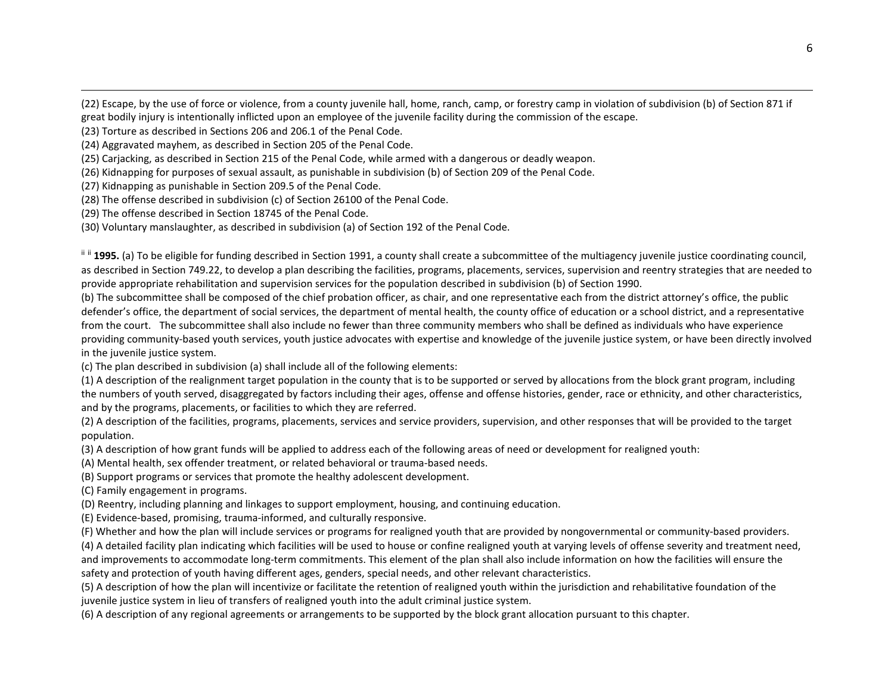(22) Escape, by the use of force or violence, from a county juvenile hall, home, ranch, camp, or forestry camp in violation of subdivision (b) of Section 871 if great bodily injury is intentionally inflicted upon an employee of the juvenile facility during the commission of the escape.

(23) Torture as described in Sections 206 and 206.1 of the Penal Code.

(24) Aggravated mayhem, as described in Section 205 of the Penal Code.

(25) Carjacking, as described in Section 215 of the Penal Code, while armed with a dangerous or deadly weapon.

(26) Kidnapping for purposes of sexual assault, as punishable in subdivision (b) of Section 209 of the Penal Code.

(27) Kidnapping as punishable in Section 209.5 of the Penal Code.

(28) The offense described in subdivision (c) of Section 26100 of the Penal Code.

(29) The offense described in Section 18745 of the Penal Code.

(30) Voluntary manslaughter, as described in subdivision (a) of Section 192 of the Penal Code.

[ii] [ii] **1995.** (a) To be eligible for funding described in Section 1991, a county shall create a subcommittee of the multiagency juvenile justice coordinating council, as described in Section 749.22, to develop a plan describing the facilities, programs, placements, services, supervision and reentry strategies that are needed to provide appropriate rehabilitation and supervision services for the population described in subdivision (b) of Section 1990.

(b) The subcommittee shall be composed of the chief probation officer, as chair, and one representative each from the district attorney's office, the public defender's office, the department of social services, the department of mental health, the county office of education or a school district, and a representative from the court. The subcommittee shall also include no fewer than three community members who shall be defined as individuals who have experience providing community-based youth services, youth justice advocates with expertise and knowledge of the juvenile justice system, or have been directly involved in the juvenile justice system.

(c) The plan described in subdivision (a) shall include all of the following elements:

(1) A description of the realignment target population in the county that is to be supported or served by allocations from the block grant program, including the numbers of youth served, disaggregated by factors including their ages, offense and offense histories, gender, race or ethnicity, and other characteristics, and by the programs, placements, or facilities to which they are referred.

(2) A description of the facilities, programs, placements, services and service providers, supervision, and other responses that will be provided to the target population.

(3) A description of how grant funds will be applied to address each of the following areas of need or development for realigned youth:

(A) Mental health, sex offender treatment, or related behavioral or trauma-based needs.

(B) Support programs or services that promote the healthy adolescent development.

(C) Family engagement in programs.

(D) Reentry, including planning and linkages to support employment, housing, and continuing education.

(E) Evidence-based, promising, trauma-informed, and culturally responsive.

(F) Whether and how the plan will include services or programs for realigned youth that are provided by nongovernmental or community-based providers.

(4) A detailed facility plan indicating which facilities will be used to house or confine realigned youth at varying levels of offense severity and treatment need, and improvements to accommodate long-term commitments. This element of the plan shall also include information on how the facilities will ensure the safety and protection of youth having different ages, genders, special needs, and other relevant characteristics.

(5) A description of how the plan will incentivize or facilitate the retention of realigned youth within the jurisdiction and rehabilitative foundation of the juvenile justice system in lieu of transfers of realigned youth into the adult criminal justice system.

(6) A description of any regional agreements or arrangements to be supported by the block grant allocation pursuant to this chapter.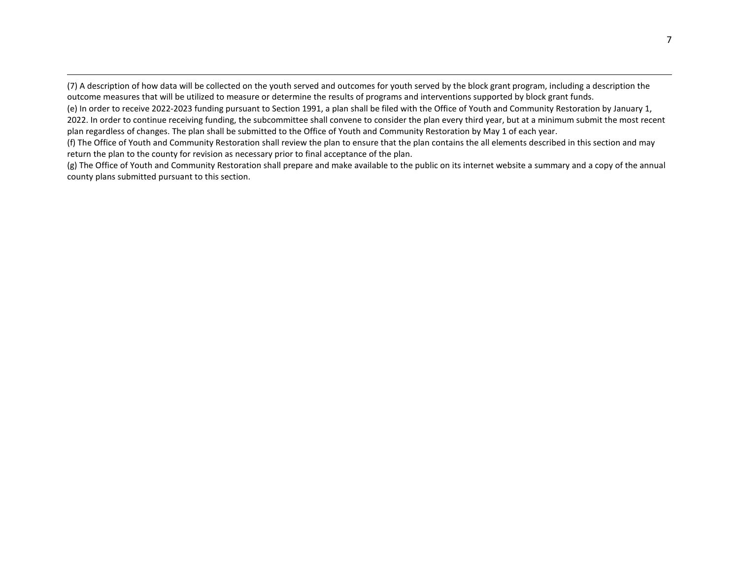(7) A description of how data will be collected on the youth served and outcomes for youth served by the block grant program, including a description the outcome measures that will be utilized to measure or determine the results of programs and interventions supported by block grant funds.

(e) In order to receive 2022-2023 funding pursuant to Section 1991, a plan shall be filed with the Office of Youth and Community Restoration by January 1, 2022. In order to continue receiving funding, the subcommittee shall convene to consider the plan every third year, but at a minimum submit the most recent plan regardless of changes. The plan shall be submitted to the Office of Youth and Community Restoration by May 1 of each year.

(f) The Office of Youth and Community Restoration shall review the plan to ensure that the plan contains the all elements described in this section and may return the plan to the county for revision as necessary prior to final acceptance of the plan.

(g) The Office of Youth and Community Restoration shall prepare and make available to the public on its internet website a summary and a copy of the annual county plans submitted pursuant to this section.